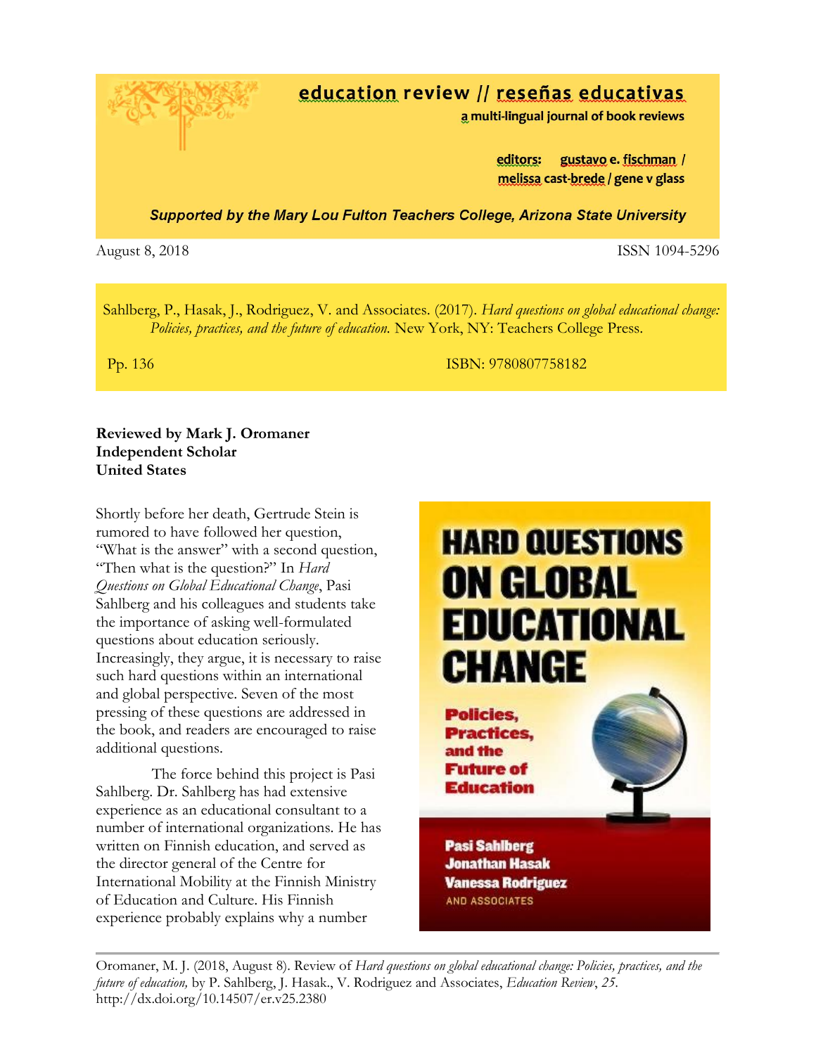# education review // reseñas educativas

a multi-lingual journal of book reviews

editors: gustavo e. fischman / melissa cast-brede / gene v glass

*Supported by the Mary Lou Fulton Teachers College, Arizona State University*

August 8, 2018 ISSN 1094-5296

Sahlberg, P., Hasak, J., Rodriguez, V. and Associates. (2017). *Hard questions on global educational change: Policies, practices, and the future of education.* New York, NY: Teachers College Press.

Pp. 136 ISBN: 9780807758182

**Reviewed by Mark J. Oromaner**
**Independent Scholar**
**United States**

Shortly before her death, Gertrude Stein is rumored to have followed her question, "What is the answer" with a second question, "Then what is the question?" In *Hard Questions on Global Educational Change*, Pasi Sahlberg and his colleagues and students take the importance of asking well-formulated questions about education seriously. Increasingly, they argue, it is necessary to raise such hard questions within an international and global perspective. Seven of the most pressing of these questions are addressed in the book, and readers are encouraged to raise additional questions.

The force behind this project is Pasi Sahlberg. Dr. Sahlberg has had extensive experience as an educational consultant to a number of international organizations. He has written on Finnish education, and served as the director general of the Centre for International Mobility at the Finnish Ministry of Education and Culture. His Finnish experience probably explains why a number

Oromaner, M. J. (2018, August 8). Review of *Hard questions on global educational change: Policies, practices, and the future of education,* by P. Sahlberg, J. Hasak., V. Rodriguez and Associates, *Education Review*, *25*. http://dx.doi.org/10.14507/er.v25.2380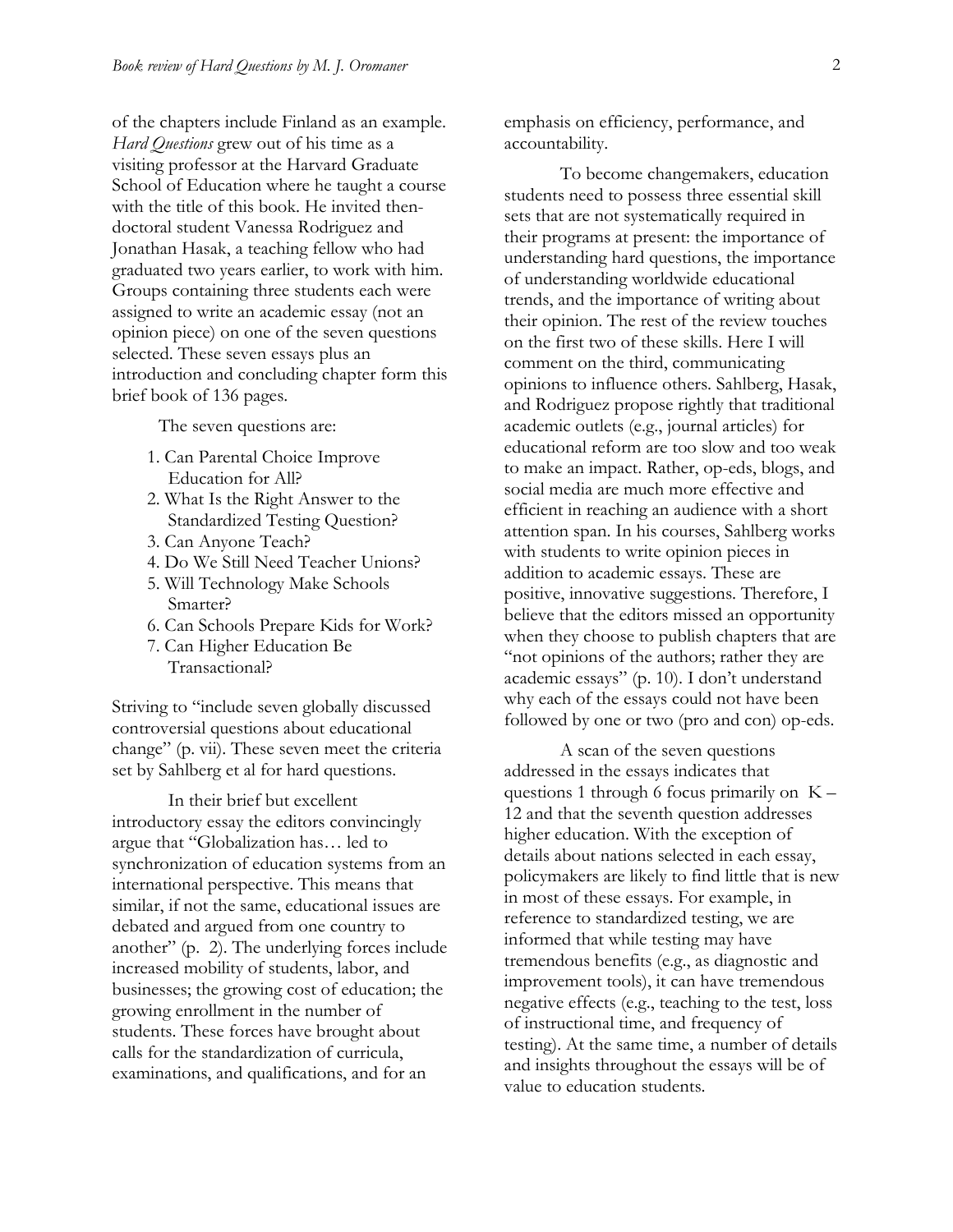of the chapters include Finland as an example. *Hard Questions* grew out of his time as a visiting professor at the Harvard Graduate School of Education where he taught a course with the title of this book. He invited then-doctoral student Vanessa Rodriguez and Jonathan Hasak, a teaching fellow who had graduated two years earlier, to work with him. Groups containing three students each were assigned to write an academic essay (not an opinion piece) on one of the seven questions selected. These seven essays plus an introduction and concluding chapter form this brief book of 136 pages.

The seven questions are:

1. Can Parental Choice Improve Education for All?
2. What Is the Right Answer to the Standardized Testing Question?
3. Can Anyone Teach?
4. Do We Still Need Teacher Unions?
5. Will Technology Make Schools Smarter?
6. Can Schools Prepare Kids for Work?
7. Can Higher Education Be Transactional?

Striving to "include seven globally discussed controversial questions about educational change" (p. vii). These seven meet the criteria set by Sahlberg et al for hard questions.

In their brief but excellent introductory essay the editors convincingly argue that "Globalization has… led to synchronization of education systems from an international perspective. This means that similar, if not the same, educational issues are debated and argued from one country to another" (p. 2). The underlying forces include increased mobility of students, labor, and businesses; the growing cost of education; the growing enrollment in the number of students. These forces have brought about calls for the standardization of curricula, examinations, and qualifications, and for an emphasis on efficiency, performance, and accountability.

To become changemakers, education students need to possess three essential skill sets that are not systematically required in their programs at present: the importance of understanding hard questions, the importance of understanding worldwide educational trends, and the importance of writing about their opinion. The rest of the review touches on the first two of these skills. Here I will comment on the third, communicating opinions to influence others. Sahlberg, Hasak, and Rodriguez propose rightly that traditional academic outlets (e.g., journal articles) for educational reform are too slow and too weak to make an impact. Rather, op-eds, blogs, and social media are much more effective and efficient in reaching an audience with a short attention span. In his courses, Sahlberg works with students to write opinion pieces in addition to academic essays. These are positive, innovative suggestions. Therefore, I believe that the editors missed an opportunity when they choose to publish chapters that are "not opinions of the authors; rather they are academic essays" (p. 10). I don't understand why each of the essays could not have been followed by one or two (pro and con) op-eds.

A scan of the seven questions addressed in the essays indicates that questions 1 through 6 focus primarily on K – 12 and that the seventh question addresses higher education. With the exception of details about nations selected in each essay, policymakers are likely to find little that is new in most of these essays. For example, in reference to standardized testing, we are informed that while testing may have tremendous benefits (e.g., as diagnostic and improvement tools), it can have tremendous negative effects (e.g., teaching to the test, loss of instructional time, and frequency of testing). At the same time, a number of details and insights throughout the essays will be of value to education students.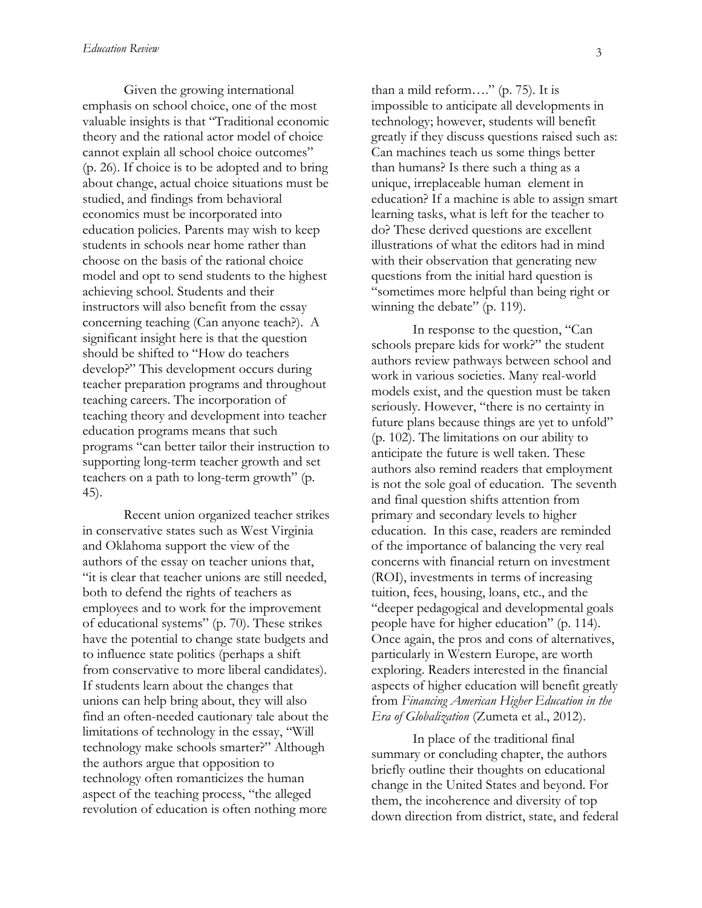Given the growing international emphasis on school choice, one of the most valuable insights is that "Traditional economic theory and the rational actor model of choice cannot explain all school choice outcomes" (p. 26). If choice is to be adopted and to bring about change, actual choice situations must be studied, and findings from behavioral economics must be incorporated into education policies. Parents may wish to keep students in schools near home rather than choose on the basis of the rational choice model and opt to send students to the highest achieving school. Students and their instructors will also benefit from the essay concerning teaching (Can anyone teach?). A significant insight here is that the question should be shifted to "How do teachers develop?" This development occurs during teacher preparation programs and throughout teaching careers. The incorporation of teaching theory and development into teacher education programs means that such programs "can better tailor their instruction to supporting long-term teacher growth and set teachers on a path to long-term growth" (p. 45).

Recent union organized teacher strikes in conservative states such as West Virginia and Oklahoma support the view of the authors of the essay on teacher unions that, "it is clear that teacher unions are still needed, both to defend the rights of teachers as employees and to work for the improvement of educational systems" (p. 70). These strikes have the potential to change state budgets and to influence state politics (perhaps a shift from conservative to more liberal candidates). If students learn about the changes that unions can help bring about, they will also find an often-needed cautionary tale about the limitations of technology in the essay, "Will technology make schools smarter?" Although the authors argue that opposition to technology often romanticizes the human aspect of the teaching process, "the alleged revolution of education is often nothing more than a mild reform…." (p. 75). It is impossible to anticipate all developments in technology; however, students will benefit greatly if they discuss questions raised such as: Can machines teach us some things better than humans? Is there such a thing as a unique, irreplaceable human element in education? If a machine is able to assign smart learning tasks, what is left for the teacher to do? These derived questions are excellent illustrations of what the editors had in mind with their observation that generating new questions from the initial hard question is "sometimes more helpful than being right or winning the debate" (p. 119).

In response to the question, "Can schools prepare kids for work?" the student authors review pathways between school and work in various societies. Many real-world models exist, and the question must be taken seriously. However, "there is no certainty in future plans because things are yet to unfold" (p. 102). The limitations on our ability to anticipate the future is well taken. These authors also remind readers that employment is not the sole goal of education. The seventh and final question shifts attention from primary and secondary levels to higher education. In this case, readers are reminded of the importance of balancing the very real concerns with financial return on investment (ROI), investments in terms of increasing tuition, fees, housing, loans, etc., and the "deeper pedagogical and developmental goals people have for higher education" (p. 114). Once again, the pros and cons of alternatives, particularly in Western Europe, are worth exploring. Readers interested in the financial aspects of higher education will benefit greatly from *Financing American Higher Education in the Era of Globalization* (Zumeta et al., 2012).

In place of the traditional final summary or concluding chapter, the authors briefly outline their thoughts on educational change in the United States and beyond. For them, the incoherence and diversity of top down direction from district, state, and federal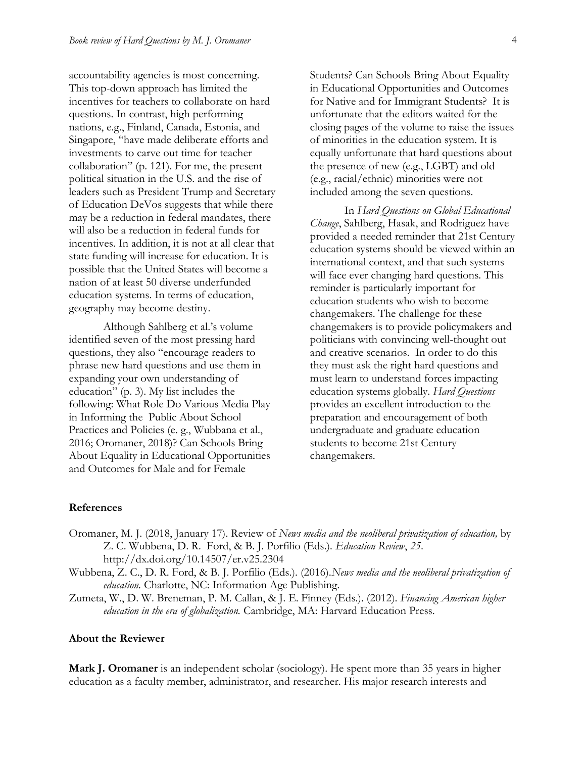accountability agencies is most concerning. This top-down approach has limited the incentives for teachers to collaborate on hard questions. In contrast, high performing nations, e.g., Finland, Canada, Estonia, and Singapore, "have made deliberate efforts and investments to carve out time for teacher collaboration" (p. 121). For me, the present political situation in the U.S. and the rise of leaders such as President Trump and Secretary of Education DeVos suggests that while there may be a reduction in federal mandates, there will also be a reduction in federal funds for incentives. In addition, it is not at all clear that state funding will increase for education. It is possible that the United States will become a nation of at least 50 diverse underfunded education systems. In terms of education, geography may become destiny.

Although Sahlberg et al.'s volume identified seven of the most pressing hard questions, they also "encourage readers to phrase new hard questions and use them in expanding your own understanding of education" (p. 3). My list includes the following: What Role Do Various Media Play in Informing the Public About School Practices and Policies (e. g., Wubbana et al., 2016; Oromaner, 2018)? Can Schools Bring About Equality in Educational Opportunities and Outcomes for Male and for Female Students? Can Schools Bring About Equality in Educational Opportunities and Outcomes for Native and for Immigrant Students? It is unfortunate that the editors waited for the closing pages of the volume to raise the issues of minorities in the education system. It is equally unfortunate that hard questions about the presence of new (e.g., LGBT) and old (e.g., racial/ethnic) minorities were not included among the seven questions.

In *Hard Questions on Global Educational Change*, Sahlberg, Hasak, and Rodriguez have provided a needed reminder that 21st Century education systems should be viewed within an international context, and that such systems will face ever changing hard questions. This reminder is particularly important for education students who wish to become changemakers. The challenge for these changemakers is to provide policymakers and politicians with convincing well-thought out and creative scenarios. In order to do this they must ask the right hard questions and must learn to understand forces impacting education systems globally. *Hard Questions* provides an excellent introduction to the preparation and encouragement of both undergraduate and graduate education students to become 21st Century changemakers.

## References

Oromaner, M. J. (2018, January 17). Review of *News media and the neoliberal privatization of education,* by Z. C. Wubbena, D. R. Ford, & B. J. Porfilio (Eds.). *Education Review*, *25*. http://dx.doi.org/10.14507/er.v25.2304

Wubbena, Z. C., D. R. Ford, & B. J. Porfilio (Eds.). (2016). *News media and the neoliberal privatization of education.* Charlotte, NC: Information Age Publishing.

Zumeta, W., D. W. Breneman, P. M. Callan, & J. E. Finney (Eds.). (2012). *Financing American higher education in the era of globalization.* Cambridge, MA: Harvard Education Press.

## About the Reviewer

**Mark J. Oromaner** is an independent scholar (sociology). He spent more than 35 years in higher education as a faculty member, administrator, and researcher. His major research interests and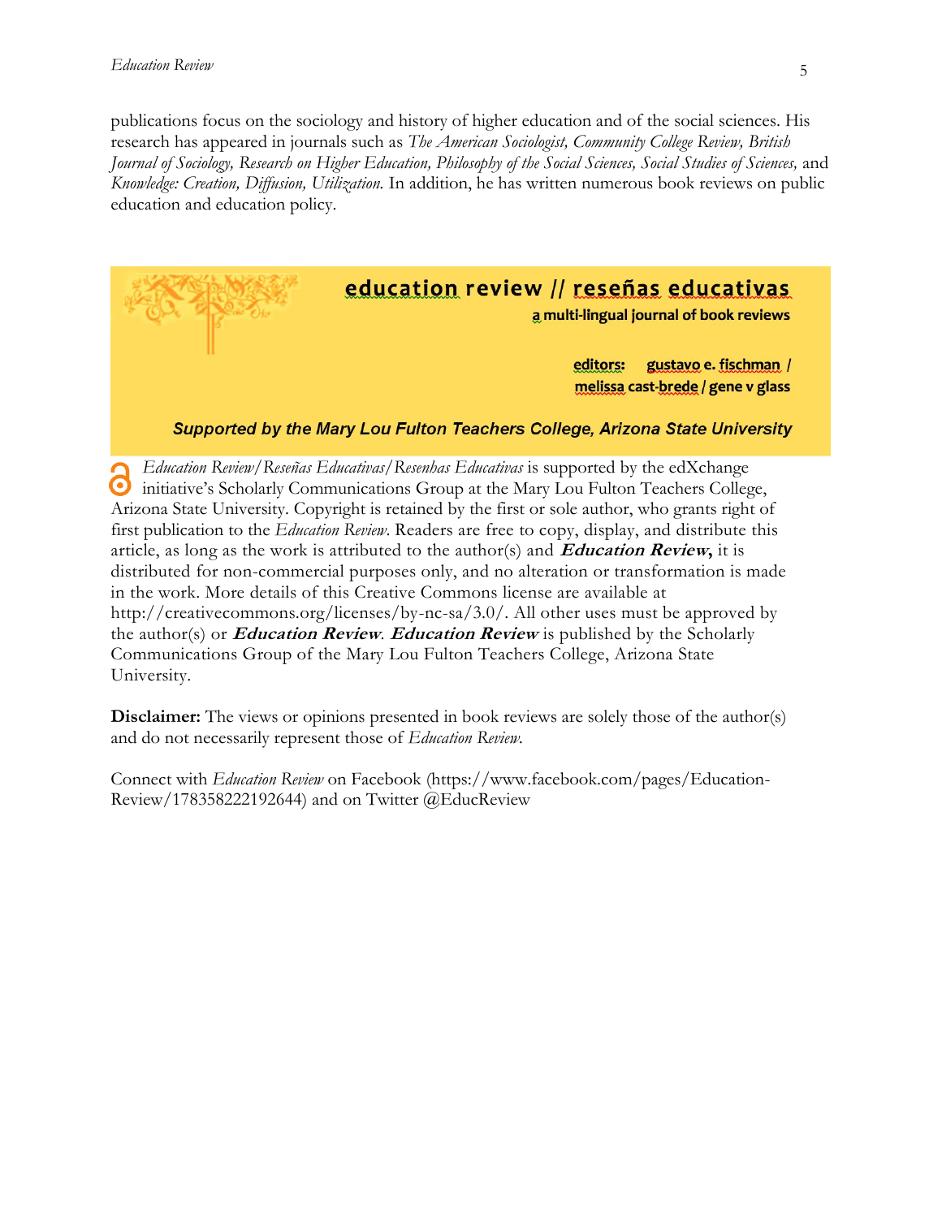publications focus on the sociology and history of higher education and of the social sciences. His research has appeared in journals such as *The American Sociologist, Community College Review, British Journal of Sociology, Research on Higher Education, Philosophy of the Social Sciences, Social Studies of Sciences,* and *Knowledge: Creation, Diffusion, Utilization.* In addition, he has written numerous book reviews on public education and education policy.

**education review // reseñas educativas**

**a multi-lingual journal of book reviews**

**editors: gustavo e. fischman / melissa cast-brede / gene v glass**

***Supported by the Mary Lou Fulton Teachers College, Arizona State University***

*Education Review/Reseñas Educativas/Resenhas Educativas* is supported by the edXchange initiative's Scholarly Communications Group at the Mary Lou Fulton Teachers College, Arizona State University. Copyright is retained by the first or sole author, who grants right of first publication to the *Education Review*. Readers are free to copy, display, and distribute this article, as long as the work is attributed to the author(s) and ***Education Review*,** it is distributed for non-commercial purposes only, and no alteration or transformation is made in the work. More details of this Creative Commons license are available at http://creativecommons.org/licenses/by-nc-sa/3.0/. All other uses must be approved by the author(s) or ***Education Review***. ***Education Review*** is published by the Scholarly Communications Group of the Mary Lou Fulton Teachers College, Arizona State University.

**Disclaimer:** The views or opinions presented in book reviews are solely those of the author(s) and do not necessarily represent those of *Education Review*.

Connect with *Education Review* on Facebook (https://www.facebook.com/pages/Education-Review/178358222192644) and on Twitter @EducReview